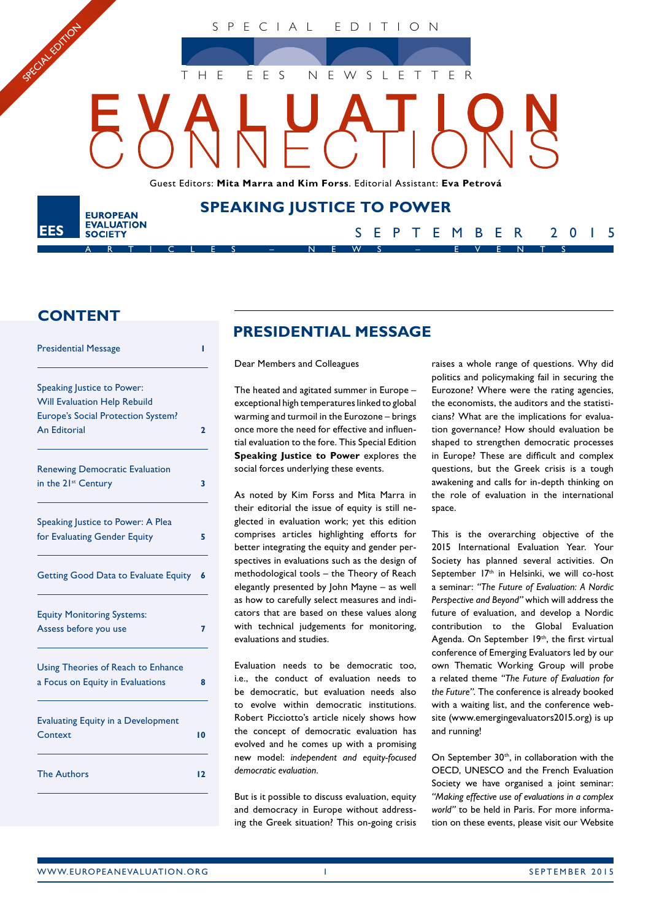SPECIAL EDITION

SPECIAL EDITION

THE EES NEWSLETTER

# EVALUATION CONNECTIONS

Guest Editors: **Mita Marra and Kim Forss**. Editorial Assistant: **Eva Petrová**

EES EUROPEAN EVALUATION SOCIETY

## SPEAKING JUSTICE TO POWER

SEPTEMBER 2015

ARTICLES – NEWS – EVENTS

## CONTENT

| | |
|---|---|
| Presidential Message | 1 |
| Speaking Justice to Power: Will Evaluation Help Rebuild Europe's Social Protection System? An Editorial | 2 |
| Renewing Democratic Evaluation in the 21st Century | 3 |
| Speaking Justice to Power: A Plea for Evaluating Gender Equity | 5 |
| Getting Good Data to Evaluate Equity | 6 |
| Equity Monitoring Systems: Assess before you use | 7 |
| Using Theories of Reach to Enhance a Focus on Equity in Evaluations | 8 |
| Evaluating Equity in a Development Context | 10 |
| The Authors | 12 |

## PRESIDENTIAL MESSAGE

Dear Members and Colleagues

The heated and agitated summer in Europe – exceptional high temperatures linked to global warming and turmoil in the Eurozone – brings once more the need for effective and influential evaluation to the fore. This Special Edition **Speaking Justice to Power** explores the social forces underlying these events.

As noted by Kim Forss and Mita Marra in their editorial the issue of equity is still neglected in evaluation work; yet this edition comprises articles highlighting efforts for better integrating the equity and gender perspectives in evaluations such as the design of methodological tools – the Theory of Reach elegantly presented by John Mayne – as well as how to carefully select measures and indicators that are based on these values along with technical judgements for monitoring, evaluations and studies.

Evaluation needs to be democratic too, i.e., the conduct of evaluation needs to be democratic, but evaluation needs also to evolve within democratic institutions. Robert Picciotto's article nicely shows how the concept of democratic evaluation has evolved and he comes up with a promising new model: *independent and equity-focused democratic evaluation*.

But is it possible to discuss evaluation, equity and democracy in Europe without addressing the Greek situation? This on-going crisis raises a whole range of questions. Why did politics and policymaking fail in securing the Eurozone? Where were the rating agencies, the economists, the auditors and the statisticians? What are the implications for evaluation governance? How should evaluation be shaped to strengthen democratic processes in Europe? These are difficult and complex questions, but the Greek crisis is a tough awakening and calls for in-depth thinking on the role of evaluation in the international space.

This is the overarching objective of the 2015 International Evaluation Year. Your Society has planned several activities. On September 17th in Helsinki, we will co-host a seminar: *"The Future of Evaluation: A Nordic Perspective and Beyond"* which will address the future of evaluation, and develop a Nordic contribution to the Global Evaluation Agenda. On September 19th, the first virtual conference of Emerging Evaluators led by our own Thematic Working Group will probe a related theme *"The Future of Evaluation for the Future".* The conference is already booked with a waiting list, and the conference website (www.emergingevaluators2015.org) is up and running!

On September 30th, in collaboration with the OECD, UNESCO and the French Evaluation Society we have organised a joint seminar: *"Making effective use of evaluations in a complex world"* to be held in Paris. For more information on these events, please visit our Website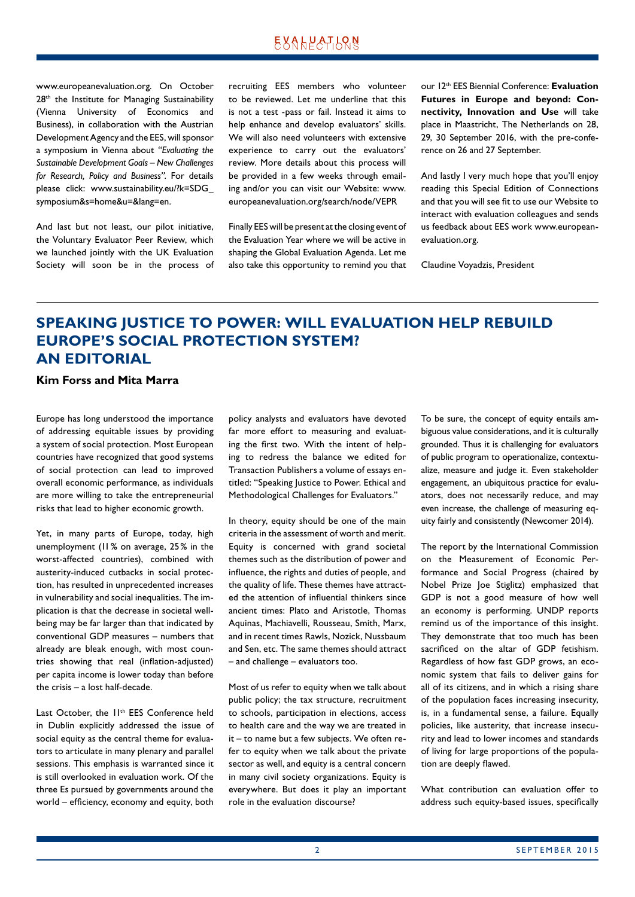www.europeanevaluation.org. On October 28th the Institute for Managing Sustainability (Vienna University of Economics and Business), in collaboration with the Austrian Development Agency and the EES, will sponsor a symposium in Vienna about *"Evaluating the Sustainable Development Goals – New Challenges for Research, Policy and Business"*. For details please click: www.sustainability.eu/?k=SDG_symposium&s=home&u=&lang=en.

And last but not least, our pilot initiative, the Voluntary Evaluator Peer Review, which we launched jointly with the UK Evaluation Society will soon be in the process of recruiting EES members who volunteer to be reviewed. Let me underline that this is not a test -pass or fail. Instead it aims to help enhance and develop evaluators' skills. We will also need volunteers with extensive experience to carry out the evaluators' review. More details about this process will be provided in a few weeks through emailing and/or you can visit our Website: www.europeanevaluation.org/search/node/VEPR

Finally EES will be present at the closing event of the Evaluation Year where we will be active in shaping the Global Evaluation Agenda. Let me also take this opportunity to remind you that our 12th EES Biennial Conference: **Evaluation Futures in Europe and beyond: Connectivity, Innovation and Use** will take place in Maastricht, The Netherlands on 28, 29, 30 September 2016, with the pre-conference on 26 and 27 September.

And lastly I very much hope that you'll enjoy reading this Special Edition of Connections and that you will see fit to use our Website to interact with evaluation colleagues and sends us feedback about EES work www.europeanevaluation.org.

Claudine Voyadzis, President

## SPEAKING JUSTICE TO POWER: WILL EVALUATION HELP REBUILD EUROPE'S SOCIAL PROTECTION SYSTEM? AN EDITORIAL

**Kim Forss and Mita Marra**

Europe has long understood the importance of addressing equitable issues by providing a system of social protection. Most European countries have recognized that good systems of social protection can lead to improved overall economic performance, as individuals are more willing to take the entrepreneurial risks that lead to higher economic growth.

Yet, in many parts of Europe, today, high unemployment (11% on average, 25% in the worst-affected countries), combined with austerity-induced cutbacks in social protection, has resulted in unprecedented increases in vulnerability and social inequalities. The implication is that the decrease in societal wellbeing may be far larger than that indicated by conventional GDP measures – numbers that already are bleak enough, with most countries showing that real (inflation-adjusted) per capita income is lower today than before the crisis – a lost half-decade.

Last October, the 11th EES Conference held in Dublin explicitly addressed the issue of social equity as the central theme for evaluators to articulate in many plenary and parallel sessions. This emphasis is warranted since it is still overlooked in evaluation work. Of the three Es pursued by governments around the world – efficiency, economy and equity, both policy analysts and evaluators have devoted far more effort to measuring and evaluating the first two. With the intent of helping to redress the balance we edited for Transaction Publishers a volume of essays entitled: "Speaking Justice to Power. Ethical and Methodological Challenges for Evaluators."

In theory, equity should be one of the main criteria in the assessment of worth and merit. Equity is concerned with grand societal themes such as the distribution of power and influence, the rights and duties of people, and the quality of life. These themes have attracted the attention of influential thinkers since ancient times: Plato and Aristotle, Thomas Aquinas, Machiavelli, Rousseau, Smith, Marx, and in recent times Rawls, Nozick, Nussbaum and Sen, etc. The same themes should attract – and challenge – evaluators too.

Most of us refer to equity when we talk about public policy; the tax structure, recruitment to schools, participation in elections, access to health care and the way we are treated in it – to name but a few subjects. We often refer to equity when we talk about the private sector as well, and equity is a central concern in many civil society organizations. Equity is everywhere. But does it play an important role in the evaluation discourse?

To be sure, the concept of equity entails ambiguous value considerations, and it is culturally grounded. Thus it is challenging for evaluators of public program to operationalize, contextualize, measure and judge it. Even stakeholder engagement, an ubiquitous practice for evaluators, does not necessarily reduce, and may even increase, the challenge of measuring equity fairly and consistently (Newcomer 2014).

The report by the International Commission on the Measurement of Economic Performance and Social Progress (chaired by Nobel Prize Joe Stiglitz) emphasized that GDP is not a good measure of how well an economy is performing. UNDP reports remind us of the importance of this insight. They demonstrate that too much has been sacrificed on the altar of GDP fetishism. Regardless of how fast GDP grows, an economic system that fails to deliver gains for all of its citizens, and in which a rising share of the population faces increasing insecurity, is, in a fundamental sense, a failure. Equally policies, like austerity, that increase insecurity and lead to lower incomes and standards of living for large proportions of the population are deeply flawed.

What contribution can evaluation offer to address such equity-based issues, specifically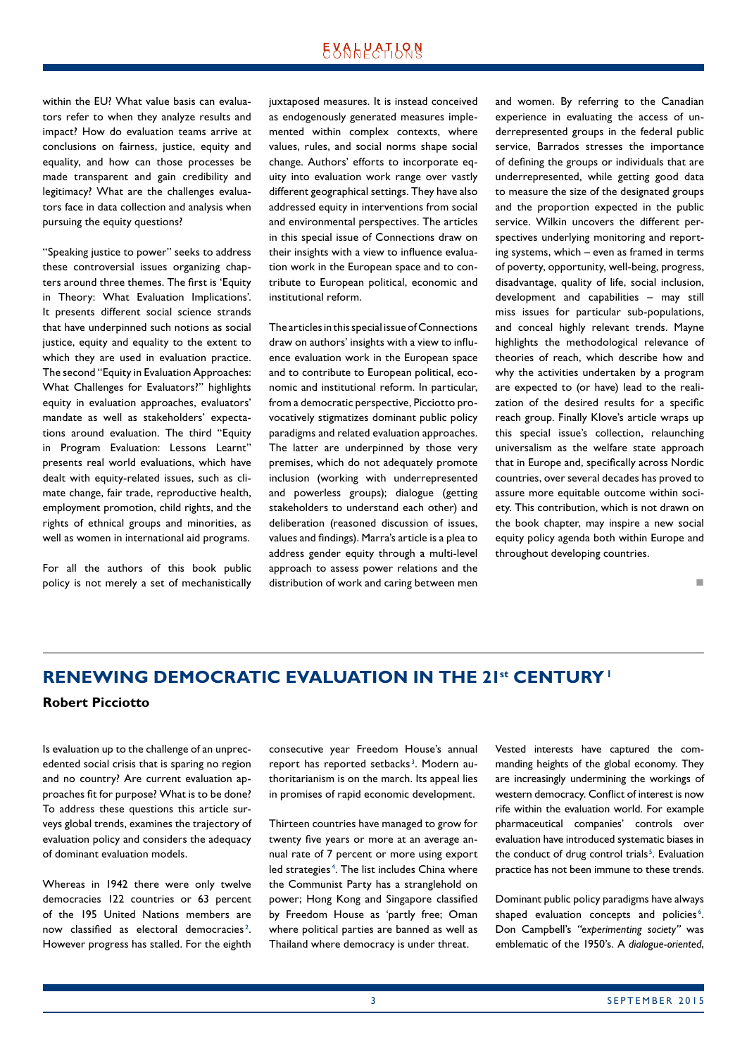within the EU? What value basis can evaluators refer to when they analyze results and impact? How do evaluation teams arrive at conclusions on fairness, justice, equity and equality, and how can those processes be made transparent and gain credibility and legitimacy? What are the challenges evaluators face in data collection and analysis when pursuing the equity questions?

"Speaking justice to power" seeks to address these controversial issues organizing chapters around three themes. The first is 'Equity in Theory: What Evaluation Implications'. It presents different social science strands that have underpinned such notions as social justice, equity and equality to the extent to which they are used in evaluation practice. The second "Equity in Evaluation Approaches: What Challenges for Evaluators?" highlights equity in evaluation approaches, evaluators' mandate as well as stakeholders' expectations around evaluation. The third "Equity in Program Evaluation: Lessons Learnt" presents real world evaluations, which have dealt with equity-related issues, such as climate change, fair trade, reproductive health, employment promotion, child rights, and the rights of ethnical groups and minorities, as well as women in international aid programs.

For all the authors of this book public policy is not merely a set of mechanistically juxtaposed measures. It is instead conceived as endogenously generated measures implemented within complex contexts, where values, rules, and social norms shape social change. Authors' efforts to incorporate equity into evaluation work range over vastly different geographical settings. They have also addressed equity in interventions from social and environmental perspectives. The articles in this special issue of Connections draw on their insights with a view to influence evaluation work in the European space and to contribute to European political, economic and institutional reform.

The articles in this special issue of Connections draw on authors' insights with a view to influence evaluation work in the European space and to contribute to European political, economic and institutional reform. In particular, from a democratic perspective, Picciotto provocatively stigmatizes dominant public policy paradigms and related evaluation approaches. The latter are underpinned by those very premises, which do not adequately promote inclusion (working with underrepresented and powerless groups); dialogue (getting stakeholders to understand each other) and deliberation (reasoned discussion of issues, values and findings). Marra's article is a plea to address gender equity through a multi-level approach to assess power relations and the distribution of work and caring between men and women. By referring to the Canadian experience in evaluating the access of underrepresented groups in the federal public service, Barrados stresses the importance of defining the groups or individuals that are underrepresented, while getting good data to measure the size of the designated groups and the proportion expected in the public service. Wilkin uncovers the different perspectives underlying monitoring and reporting systems, which – even as framed in terms of poverty, opportunity, well-being, progress, disadvantage, quality of life, social inclusion, development and capabilities – may still miss issues for particular sub-populations, and conceal highly relevant trends. Mayne highlights the methodological relevance of theories of reach, which describe how and why the activities undertaken by a program are expected to (or have) lead to the realization of the desired results for a specific reach group. Finally Klove's article wraps up this special issue's collection, relaunching universalism as the welfare state approach that in Europe and, specifically across Nordic countries, over several decades has proved to assure more equitable outcome within society. This contribution, which is not drawn on the book chapter, may inspire a new social equity policy agenda both within Europe and throughout developing countries.

■

## RENEWING DEMOCRATIC EVALUATION IN THE 21st CENTURY [1]

**Robert Picciotto**

Is evaluation up to the challenge of an unprecedented social crisis that is sparing no region and no country? Are current evaluation approaches fit for purpose? What is to be done? To address these questions this article surveys global trends, examines the trajectory of evaluation policy and considers the adequacy of dominant evaluation models.

Whereas in 1942 there were only twelve democracies 122 countries or 63 percent of the 195 United Nations members are now classified as electoral democracies [2]. However progress has stalled. For the eighth consecutive year Freedom House's annual report has reported setbacks [3]. Modern authoritarianism is on the march. Its appeal lies in promises of rapid economic development.

Thirteen countries have managed to grow for twenty five years or more at an average annual rate of 7 percent or more using export led strategies [4]. The list includes China where the Communist Party has a stranglehold on power; Hong Kong and Singapore classified by Freedom House as 'partly free; Oman where political parties are banned as well as Thailand where democracy is under threat.

Vested interests have captured the commanding heights of the global economy. They are increasingly undermining the workings of western democracy. Conflict of interest is now rife within the evaluation world. For example pharmaceutical companies' controls over evaluation have introduced systematic biases in the conduct of drug control trials [5]. Evaluation practice has not been immune to these trends.

Dominant public policy paradigms have always shaped evaluation concepts and policies [6]. Don Campbell's *"experimenting society"* was emblematic of the 1950's. A *dialogue-oriented,*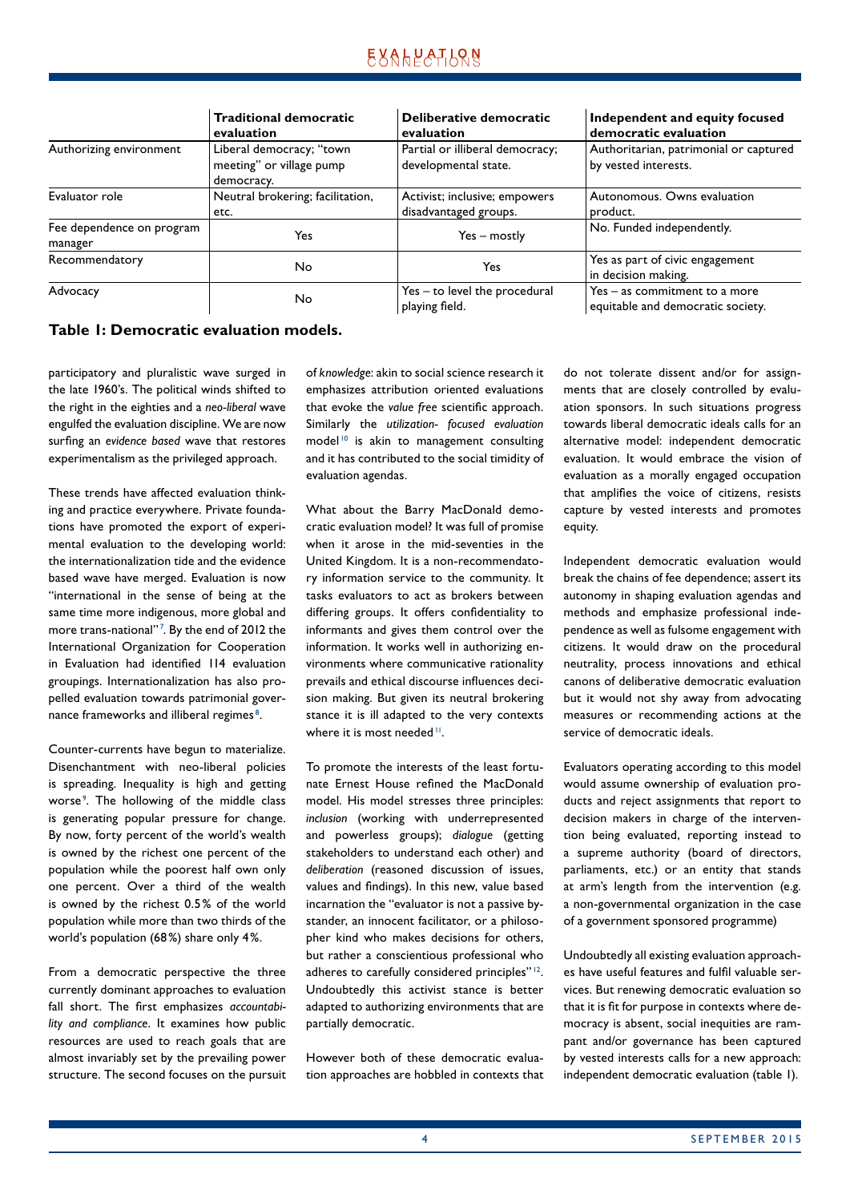| | Traditional democratic evaluation | Deliberative democratic evaluation | Independent and equity focused democratic evaluation |
|---|---|---|---|
| Authorizing environment | Liberal democracy; "town meeting" or village pump democracy. | Partial or illiberal democracy; developmental state. | Authoritarian, patrimonial or captured by vested interests. |
| Evaluator role | Neutral brokering; facilitation, etc. | Activist; inclusive; empowers disadvantaged groups. | Autonomous. Owns evaluation product. |
| Fee dependence on program manager | Yes | Yes – mostly | No. Funded independently. |
| Recommendatory | No | Yes | Yes as part of civic engagement in decision making. |
| Advocacy | No | Yes – to level the procedural playing field. | Yes – as commitment to a more equitable and democratic society. |

**Table 1: Democratic evaluation models.**

participatory and pluralistic wave surged in the late 1960's. The political winds shifted to the right in the eighties and a *neo-liberal* wave engulfed the evaluation discipline. We are now surfing an *evidence based* wave that restores experimentalism as the privileged approach.

These trends have affected evaluation thinking and practice everywhere. Private foundations have promoted the export of experimental evaluation to the developing world: the internationalization tide and the evidence based wave have merged. Evaluation is now "international in the sense of being at the same time more indigenous, more global and more trans-national"[7]. By the end of 2012 the International Organization for Cooperation in Evaluation had identified 114 evaluation groupings. Internationalization has also propelled evaluation towards patrimonial governance frameworks and illiberal regimes[8].

Counter-currents have begun to materialize. Disenchantment with neo-liberal policies is spreading. Inequality is high and getting worse[9]. The hollowing of the middle class is generating popular pressure for change. By now, forty percent of the world's wealth is owned by the richest one percent of the population while the poorest half own only one percent. Over a third of the wealth is owned by the richest 0.5% of the world population while more than two thirds of the world's population (68%) share only 4%.

From a democratic perspective the three currently dominant approaches to evaluation fall short. The first emphasizes *accountability and compliance*. It examines how public resources are used to reach goals that are almost invariably set by the prevailing power structure. The second focuses on the pursuit of *knowledge*: akin to social science research it emphasizes attribution oriented evaluations that evoke the *value free* scientific approach. Similarly the *utilization- focused evaluation* model[10] is akin to management consulting and it has contributed to the social timidity of evaluation agendas.

What about the Barry MacDonald democratic evaluation model? It was full of promise when it arose in the mid-seventies in the United Kingdom. It is a non-recommendatory information service to the community. It tasks evaluators to act as brokers between differing groups. It offers confidentiality to informants and gives them control over the information. It works well in authorizing environments where communicative rationality prevails and ethical discourse influences decision making. But given its neutral brokering stance it is ill adapted to the very contexts where it is most needed[11].

To promote the interests of the least fortunate Ernest House refined the MacDonald model. His model stresses three principles: *inclusion* (working with underrepresented and powerless groups); *dialogue* (getting stakeholders to understand each other) and *deliberation* (reasoned discussion of issues, values and findings). In this new, value based incarnation the "evaluator is not a passive bystander, an innocent facilitator, or a philosopher kind who makes decisions for others, but rather a conscientious professional who adheres to carefully considered principles"[12]. Undoubtedly this activist stance is better adapted to authorizing environments that are partially democratic.

However both of these democratic evaluation approaches are hobbled in contexts that do not tolerate dissent and/or for assignments that are closely controlled by evaluation sponsors. In such situations progress towards liberal democratic ideals calls for an alternative model: independent democratic evaluation. It would embrace the vision of evaluation as a morally engaged occupation that amplifies the voice of citizens, resists capture by vested interests and promotes equity.

Independent democratic evaluation would break the chains of fee dependence; assert its autonomy in shaping evaluation agendas and methods and emphasize professional independence as well as fulsome engagement with citizens. It would draw on the procedural neutrality, process innovations and ethical canons of deliberative democratic evaluation but it would not shy away from advocating measures or recommending actions at the service of democratic ideals.

Evaluators operating according to this model would assume ownership of evaluation products and reject assignments that report to decision makers in charge of the intervention being evaluated, reporting instead to a supreme authority (board of directors, parliaments, etc.) or an entity that stands at arm's length from the intervention (e.g. a non-governmental organization in the case of a government sponsored programme)

Undoubtedly all existing evaluation approaches have useful features and fulfil valuable services. But renewing democratic evaluation so that it is fit for purpose in contexts where democracy is absent, social inequities are rampant and/or governance has been captured by vested interests calls for a new approach: independent democratic evaluation (table 1).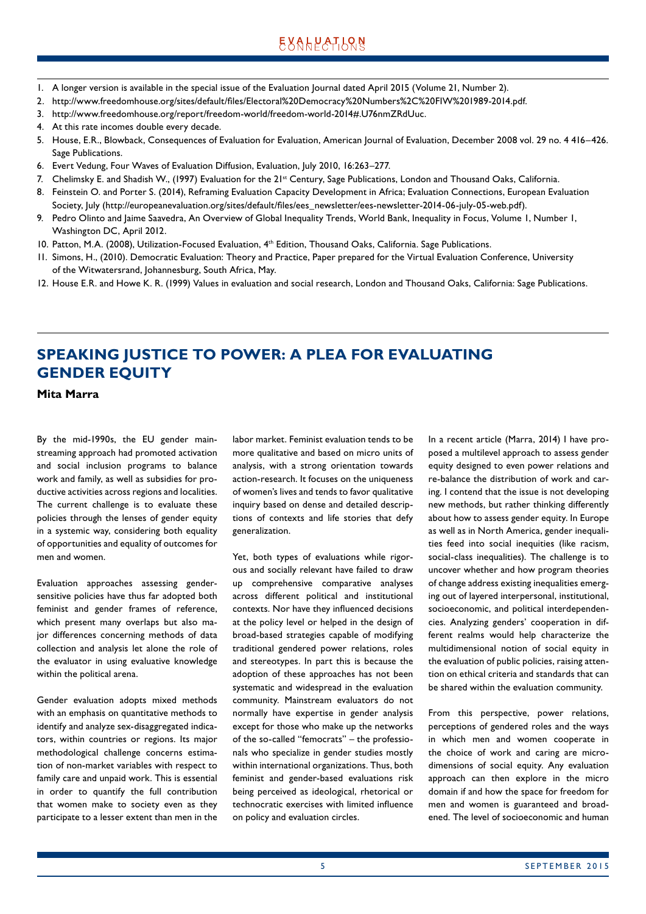1. A longer version is available in the special issue of the Evaluation Journal dated April 2015 (Volume 21, Number 2).
2. http://www.freedomhouse.org/sites/default/files/Electoral%20Democracy%20Numbers%2C%20FIW%201989-2014.pdf.
3. http://www.freedomhouse.org/report/freedom-world/freedom-world-2014#.U76nmZRdUuc.
4. At this rate incomes double every decade.
5. House, E.R., Blowback, Consequences of Evaluation for Evaluation, American Journal of Evaluation, December 2008 vol. 29 no. 4 416–426. Sage Publications.
6. Evert Vedung, Four Waves of Evaluation Diffusion, Evaluation, July 2010, 16:263–277.
7. Chelimsky E. and Shadish W., (1997) Evaluation for the 21st Century, Sage Publications, London and Thousand Oaks, California.
8. Feinstein O. and Porter S. (2014), Reframing Evaluation Capacity Development in Africa; Evaluation Connections, European Evaluation Society, July (http://europeanevaluation.org/sites/default/files/ees_newsletter/ees-newsletter-2014-06-july-05-web.pdf).
9. Pedro Olinto and Jaime Saavedra, An Overview of Global Inequality Trends, World Bank, Inequality in Focus, Volume 1, Number 1, Washington DC, April 2012.
10. Patton, M.A. (2008), Utilization-Focused Evaluation, 4th Edition, Thousand Oaks, California. Sage Publications.
11. Simons, H., (2010). Democratic Evaluation: Theory and Practice, Paper prepared for the Virtual Evaluation Conference, University of the Witwatersrand, Johannesburg, South Africa, May.
12. House E.R. and Howe K. R. (1999) Values in evaluation and social research, London and Thousand Oaks, California: Sage Publications.

## SPEAKING JUSTICE TO POWER: A PLEA FOR EVALUATING GENDER EQUITY

**Mita Marra**

By the mid-1990s, the EU gender mainstreaming approach had promoted activation and social inclusion programs to balance work and family, as well as subsidies for productive activities across regions and localities. The current challenge is to evaluate these policies through the lenses of gender equity in a systemic way, considering both equality of opportunities and equality of outcomes for men and women.

Evaluation approaches assessing gender-sensitive policies have thus far adopted both feminist and gender frames of reference, which present many overlaps but also major differences concerning methods of data collection and analysis let alone the role of the evaluator in using evaluative knowledge within the political arena.

Gender evaluation adopts mixed methods with an emphasis on quantitative methods to identify and analyze sex-disaggregated indicators, within countries or regions. Its major methodological challenge concerns estimation of non-market variables with respect to family care and unpaid work. This is essential in order to quantify the full contribution that women make to society even as they participate to a lesser extent than men in the labor market. Feminist evaluation tends to be more qualitative and based on micro units of analysis, with a strong orientation towards action-research. It focuses on the uniqueness of women's lives and tends to favor qualitative inquiry based on dense and detailed descriptions of contexts and life stories that defy generalization.

Yet, both types of evaluations while rigorous and socially relevant have failed to draw up comprehensive comparative analyses across different political and institutional contexts. Nor have they influenced decisions at the policy level or helped in the design of broad-based strategies capable of modifying traditional gendered power relations, roles and stereotypes. In part this is because the adoption of these approaches has not been systematic and widespread in the evaluation community. Mainstream evaluators do not normally have expertise in gender analysis except for those who make up the networks of the so-called "femocrats" – the professionals who specialize in gender studies mostly within international organizations. Thus, both feminist and gender-based evaluations risk being perceived as ideological, rhetorical or technocratic exercises with limited influence on policy and evaluation circles.

In a recent article (Marra, 2014) I have proposed a multilevel approach to assess gender equity designed to even power relations and re-balance the distribution of work and caring. I contend that the issue is not developing new methods, but rather thinking differently about how to assess gender equity. In Europe as well as in North America, gender inequalities feed into social inequities (like racism, social-class inequalities). The challenge is to uncover whether and how program theories of change address existing inequities emerging out of layered interpersonal, institutional, socioeconomic, and political interdependencies. Analyzing genders' cooperation in different realms would help characterize the multidimensional notion of social equity in the evaluation of public policies, raising attention on ethical criteria and standards that can be shared within the evaluation community.

From this perspective, power relations, perceptions of gendered roles and the ways in which men and women cooperate in the choice of work and caring are micro-dimensions of social equity. Any evaluation approach can then explore in the micro domain if and how the space for freedom for men and women is guaranteed and broadened. The level of socioeconomic and human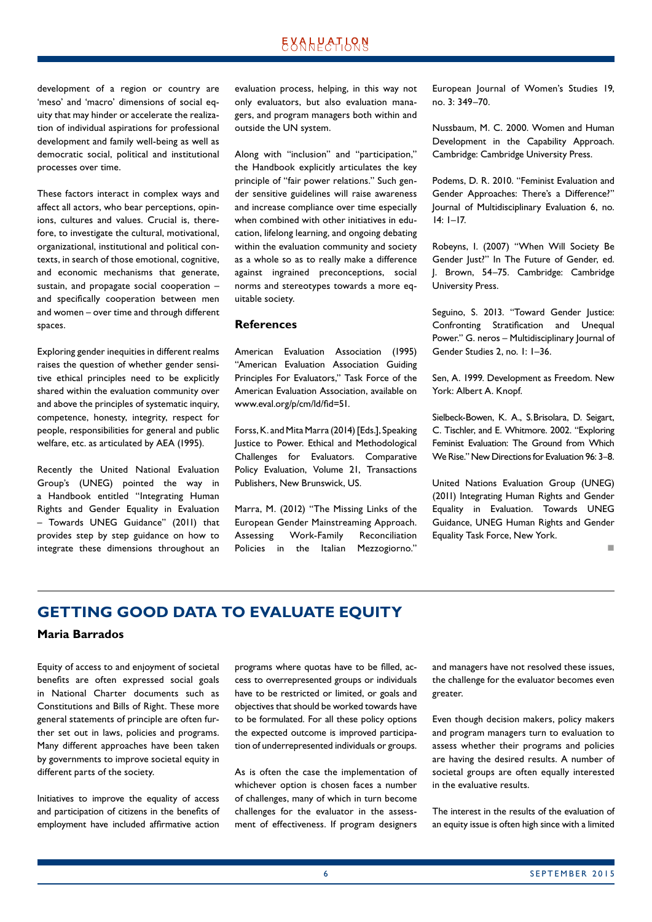development of a region or country are 'meso' and 'macro' dimensions of social equity that may hinder or accelerate the realization of individual aspirations for professional development and family well-being as well as democratic social, political and institutional processes over time.

These factors interact in complex ways and affect all actors, who bear perceptions, opinions, cultures and values. Crucial is, therefore, to investigate the cultural, motivational, organizational, institutional and political contexts, in search of those emotional, cognitive, and economic mechanisms that generate, sustain, and propagate social cooperation – and specifically cooperation between men and women – over time and through different spaces.

Exploring gender inequities in different realms raises the question of whether gender sensitive ethical principles need to be explicitly shared within the evaluation community over and above the principles of systematic inquiry, competence, honesty, integrity, respect for people, responsibilities for general and public welfare, etc. as articulated by AEA (1995).

Recently the United National Evaluation Group's (UNEG) pointed the way in a Handbook entitled "Integrating Human Rights and Gender Equality in Evaluation – Towards UNEG Guidance" (2011) that provides step by step guidance on how to integrate these dimensions throughout an evaluation process, helping, in this way not only evaluators, but also evaluation managers, and program managers both within and outside the UN system.

Along with "inclusion" and "participation," the Handbook explicitly articulates the key principle of "fair power relations." Such gender sensitive guidelines will raise awareness and increase compliance over time especially when combined with other initiatives in education, lifelong learning, and ongoing debating within the evaluation community and society as a whole so as to really make a difference against ingrained preconceptions, social norms and stereotypes towards a more equitable society.

### References

American Evaluation Association (1995) "American Evaluation Association Guiding Principles For Evaluators," Task Force of the American Evaluation Association, available on www.eval.org/p/cm/ld/fid=51.

Forss, K. and Mita Marra (2014) [Eds.], Speaking Justice to Power. Ethical and Methodological Challenges for Evaluators. Comparative Policy Evaluation, Volume 21, Transactions Publishers, New Brunswick, US.

Marra, M. (2012) "The Missing Links of the European Gender Mainstreaming Approach. Assessing Work-Family Reconciliation Policies in the Italian Mezzogiorno." European Journal of Women's Studies 19, no. 3: 349–70.

Nussbaum, M. C. 2000. Women and Human Development in the Capability Approach. Cambridge: Cambridge University Press.

Podems, D. R. 2010. "Feminist Evaluation and Gender Approaches: There's a Difference?" Journal of Multidisciplinary Evaluation 6, no. 14: 1–17.

Robeyns, I. (2007) "When Will Society Be Gender Just?" In The Future of Gender, ed. J. Brown, 54–75. Cambridge: Cambridge University Press.

Seguino, S. 2013. "Toward Gender Justice: Confronting Stratification and Unequal Power." G. neros – Multidisciplinary Journal of Gender Studies 2, no. 1: 1–36.

Sen, A. 1999. Development as Freedom. New York: Albert A. Knopf.

Sielbeck-Bowen, K. A., S. Brisolara, D. Seigart, C. Tischler, and E. Whitmore. 2002. "Exploring Feminist Evaluation: The Ground from Which We Rise." New Directions for Evaluation 96: 3–8.

United Nations Evaluation Group (UNEG) (2011) Integrating Human Rights and Gender Equality in Evaluation. Towards UNEG Guidance, UNEG Human Rights and Gender Equality Task Force, New York.

## GETTING GOOD DATA TO EVALUATE EQUITY

**Maria Barrados**

Equity of access to and enjoyment of societal benefits are often expressed social goals in National Charter documents such as Constitutions and Bills of Right. These more general statements of principle are often further set out in laws, policies and programs. Many different approaches have been taken by governments to improve societal equity in different parts of the society.

Initiatives to improve the equality of access and participation of citizens in the benefits of employment have included affirmative action programs where quotas have to be filled, access to overrepresented groups or individuals have to be restricted or limited, or goals and objectives that should be worked towards have to be formulated. For all these policy options the expected outcome is improved participation of underrepresented individuals or groups.

As is often the case the implementation of whichever option is chosen faces a number of challenges, many of which in turn become challenges for the evaluator in the assessment of effectiveness. If program designers and managers have not resolved these issues, the challenge for the evaluator becomes even greater.

Even though decision makers, policy makers and program managers turn to evaluation to assess whether their programs and policies are having the desired results. A number of societal groups are often equally interested in the evaluative results.

The interest in the results of the evaluation of an equity issue is often high since with a limited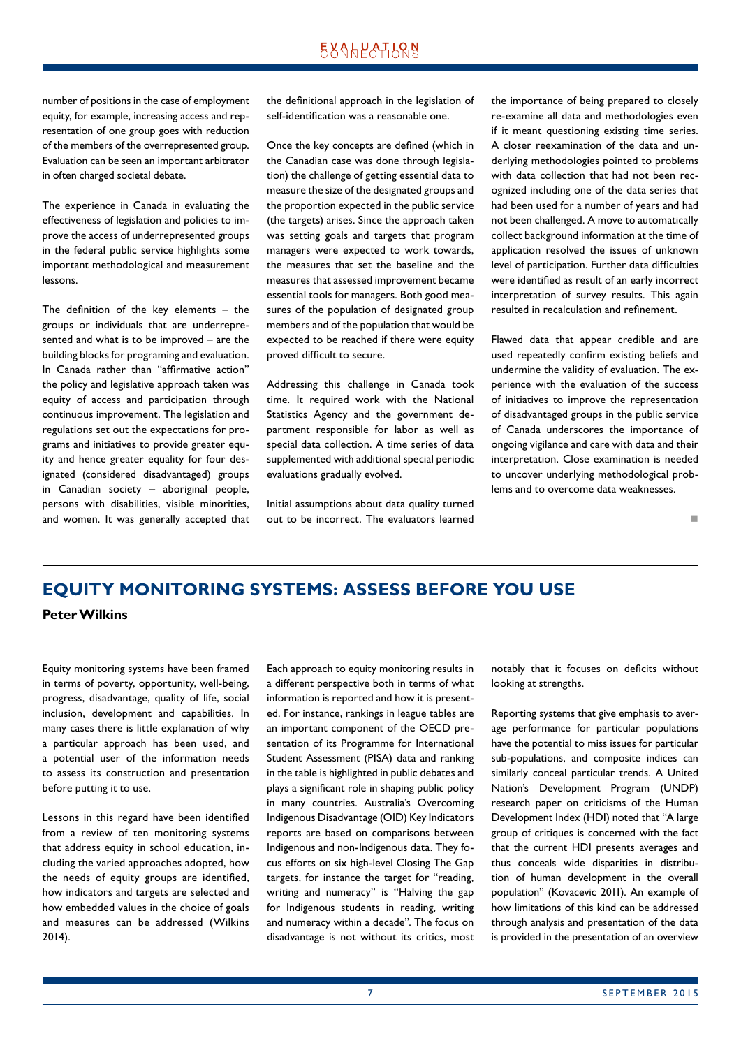number of positions in the case of employment equity, for example, increasing access and representation of one group goes with reduction of the members of the overrepresented group. Evaluation can be seen an important arbitrator in often charged societal debate.

The experience in Canada in evaluating the effectiveness of legislation and policies to improve the access of underrepresented groups in the federal public service highlights some important methodological and measurement lessons.

The definition of the key elements – the groups or individuals that are underrepresented and what is to be improved – are the building blocks for programing and evaluation. In Canada rather than "affirmative action" the policy and legislative approach taken was equity of access and participation through continuous improvement. The legislation and regulations set out the expectations for programs and initiatives to provide greater equity and hence greater equality for four designated (considered disadvantaged) groups in Canadian society – aboriginal people, persons with disabilities, visible minorities, and women. It was generally accepted that the definitional approach in the legislation of self-identification was a reasonable one.

Once the key concepts are defined (which in the Canadian case was done through legislation) the challenge of getting essential data to measure the size of the designated groups and the proportion expected in the public service (the targets) arises. Since the approach taken was setting goals and targets that program managers were expected to work towards, the measures that set the baseline and the measures that assessed improvement became essential tools for managers. Both good measures of the population of designated group members and of the population that would be expected to be reached if there were equity proved difficult to secure.

Addressing this challenge in Canada took time. It required work with the National Statistics Agency and the government department responsible for labor as well as special data collection. A time series of data supplemented with additional special periodic evaluations gradually evolved.

Initial assumptions about data quality turned out to be incorrect. The evaluators learned the importance of being prepared to closely re-examine all data and methodologies even if it meant questioning existing time series. A closer reexamination of the data and underlying methodologies pointed to problems with data collection that had not been recognized including one of the data series that had been used for a number of years and had not been challenged. A move to automatically collect background information at the time of application resolved the issues of unknown level of participation. Further data difficulties were identified as result of an early incorrect interpretation of survey results. This again resulted in recalculation and refinement.

Flawed data that appear credible and are used repeatedly confirm existing beliefs and undermine the validity of evaluation. The experience with the evaluation of the success of initiatives to improve the representation of disadvantaged groups in the public service of Canada underscores the importance of ongoing vigilance and care with data and their interpretation. Close examination is needed to uncover underlying methodological problems and to overcome data weaknesses.

## EQUITY MONITORING SYSTEMS: ASSESS BEFORE YOU USE

**Peter Wilkins**

Equity monitoring systems have been framed in terms of poverty, opportunity, well-being, progress, disadvantage, quality of life, social inclusion, development and capabilities. In many cases there is little explanation of why a particular approach has been used, and a potential user of the information needs to assess its construction and presentation before putting it to use.

Lessons in this regard have been identified from a review of ten monitoring systems that address equity in school education, including the varied approaches adopted, how the needs of equity groups are identified, how indicators and targets are selected and how embedded values in the choice of goals and measures can be addressed (Wilkins 2014).

Each approach to equity monitoring results in a different perspective both in terms of what information is reported and how it is presented. For instance, rankings in league tables are an important component of the OECD presentation of its Programme for International Student Assessment (PISA) data and ranking in the table is highlighted in public debates and plays a significant role in shaping public policy in many countries. Australia's Overcoming Indigenous Disadvantage (OID) Key Indicators reports are based on comparisons between Indigenous and non-Indigenous data. They focus efforts on six high-level Closing The Gap targets, for instance the target for "reading, writing and numeracy" is "Halving the gap for Indigenous students in reading, writing and numeracy within a decade". The focus on disadvantage is not without its critics, most notably that it focuses on deficits without looking at strengths.

Reporting systems that give emphasis to average performance for particular populations have the potential to miss issues for particular sub-populations, and composite indices can similarly conceal particular trends. A United Nation's Development Program (UNDP) research paper on criticisms of the Human Development Index (HDI) noted that "A large group of critiques is concerned with the fact that the current HDI presents averages and thus conceals wide disparities in distribution of human development in the overall population" (Kovacevic 2011). An example of how limitations of this kind can be addressed through analysis and presentation of the data is provided in the presentation of an overview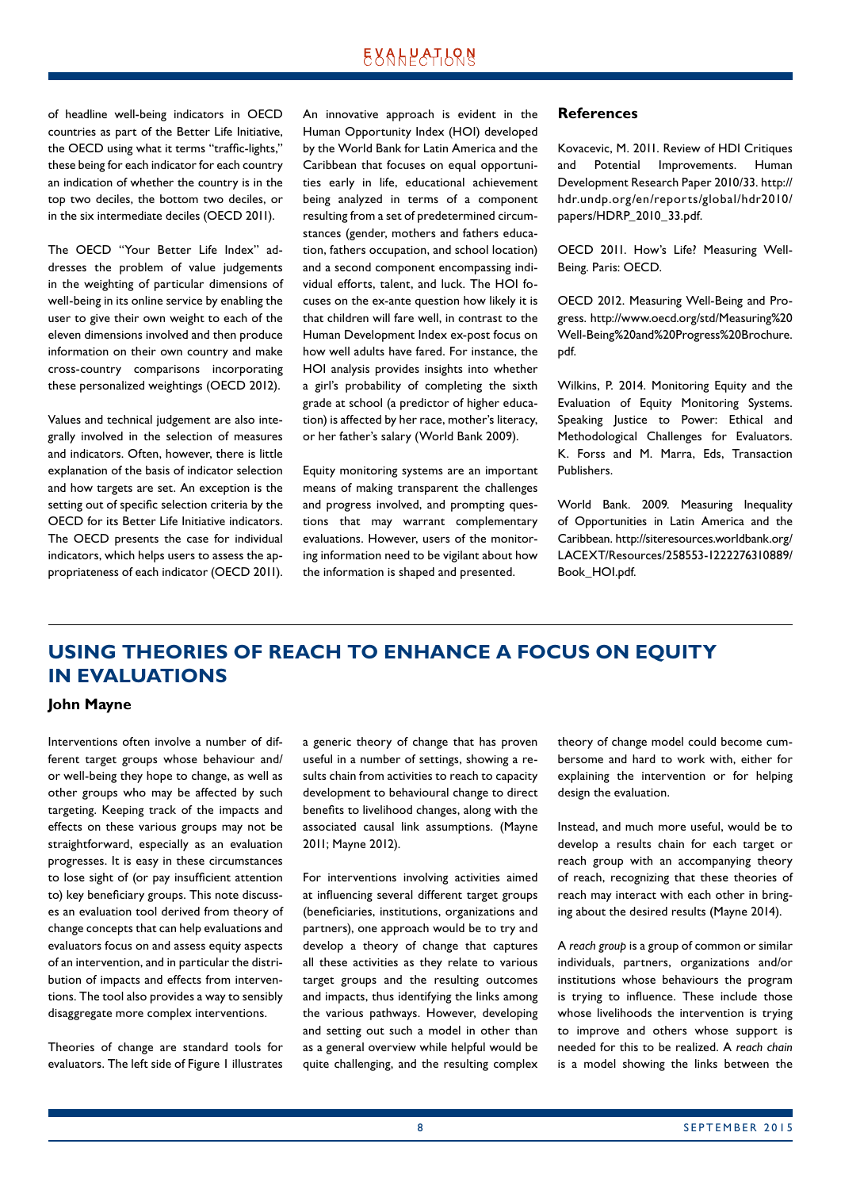of headline well-being indicators in OECD countries as part of the Better Life Initiative, the OECD using what it terms "traffic-lights," these being for each indicator for each country an indication of whether the country is in the top two deciles, the bottom two deciles, or in the six intermediate deciles (OECD 2011).

The OECD "Your Better Life Index" addresses the problem of value judgements in the weighting of particular dimensions of well-being in its online service by enabling the user to give their own weight to each of the eleven dimensions involved and then produce information on their own country and make cross-country comparisons incorporating these personalized weightings (OECD 2012).

Values and technical judgement are also integrally involved in the selection of measures and indicators. Often, however, there is little explanation of the basis of indicator selection and how targets are set. An exception is the setting out of specific selection criteria by the OECD for its Better Life Initiative indicators. The OECD presents the case for individual indicators, which helps users to assess the appropriateness of each indicator (OECD 2011).

An innovative approach is evident in the Human Opportunity Index (HOI) developed by the World Bank for Latin America and the Caribbean that focuses on equal opportunities early in life, educational achievement being analyzed in terms of a component resulting from a set of predetermined circumstances (gender, mothers and fathers education, fathers occupation, and school location) and a second component encompassing individual efforts, talent, and luck. The HOI focuses on the ex-ante question how likely it is that children will fare well, in contrast to the Human Development Index ex-post focus on how well adults have fared. For instance, the HOI analysis provides insights into whether a girl's probability of completing the sixth grade at school (a predictor of higher education) is affected by her race, mother's literacy, or her father's salary (World Bank 2009).

Equity monitoring systems are an important means of making transparent the challenges and progress involved, and prompting questions that may warrant complementary evaluations. However, users of the monitoring information need to be vigilant about how the information is shaped and presented.

### References

Kovacevic, M. 2011. Review of HDI Critiques and Potential Improvements. Human Development Research Paper 2010/33. http://hdr.undp.org/en/reports/global/hdr2010/papers/HDRP_2010_33.pdf.

OECD 2011. How's Life? Measuring Well-Being. Paris: OECD.

OECD 2012. Measuring Well-Being and Progress. http://www.oecd.org/std/Measuring%20Well-Being%20and%20Progress%20Brochure.pdf.

Wilkins, P. 2014. Monitoring Equity and the Evaluation of Equity Monitoring Systems. Speaking Justice to Power: Ethical and Methodological Challenges for Evaluators. K. Forss and M. Marra, Eds, Transaction Publishers.

World Bank. 2009. Measuring Inequality of Opportunities in Latin America and the Caribbean. http://siteresources.worldbank.org/LACEXT/Resources/258553-1222276310889/Book_HOI.pdf.

## USING THEORIES OF REACH TO ENHANCE A FOCUS ON EQUITY IN EVALUATIONS

**John Mayne**

Interventions often involve a number of different target groups whose behaviour and/or well-being they hope to change, as well as other groups who may be affected by such targeting. Keeping track of the impacts and effects on these various groups may not be straightforward, especially as an evaluation progresses. It is easy in these circumstances to lose sight of (or pay insufficient attention to) key beneficiary groups. This note discusses an evaluation tool derived from theory of change concepts that can help evaluations and evaluators focus on and assess equity aspects of an intervention, and in particular the distribution of impacts and effects from interventions. The tool also provides a way to sensibly disaggregate more complex interventions.

Theories of change are standard tools for evaluators. The left side of Figure 1 illustrates a generic theory of change that has proven useful in a number of settings, showing a results chain from activities to reach to capacity development to behavioural change to direct benefits to livelihood changes, along with the associated causal link assumptions. (Mayne 2011; Mayne 2012).

For interventions involving activities aimed at influencing several different target groups (beneficiaries, institutions, organizations and partners), one approach would be to try and develop a theory of change that captures all these activities as they relate to various target groups and the resulting outcomes and impacts, thus identifying the links among the various pathways. However, developing and setting out such a model in other than as a general overview while helpful would be quite challenging, and the resulting complex theory of change model could become cumbersome and hard to work with, either for explaining the intervention or for helping design the evaluation.

Instead, and much more useful, would be to develop a results chain for each target or reach group with an accompanying theory of reach, recognizing that these theories of reach may interact with each other in bringing about the desired results (Mayne 2014).

A *reach group* is a group of common or similar individuals, partners, organizations and/or institutions whose behaviours the program is trying to influence. These include those whose livelihoods the intervention is trying to improve and others whose support is needed for this to be realized. A *reach chain* is a model showing the links between the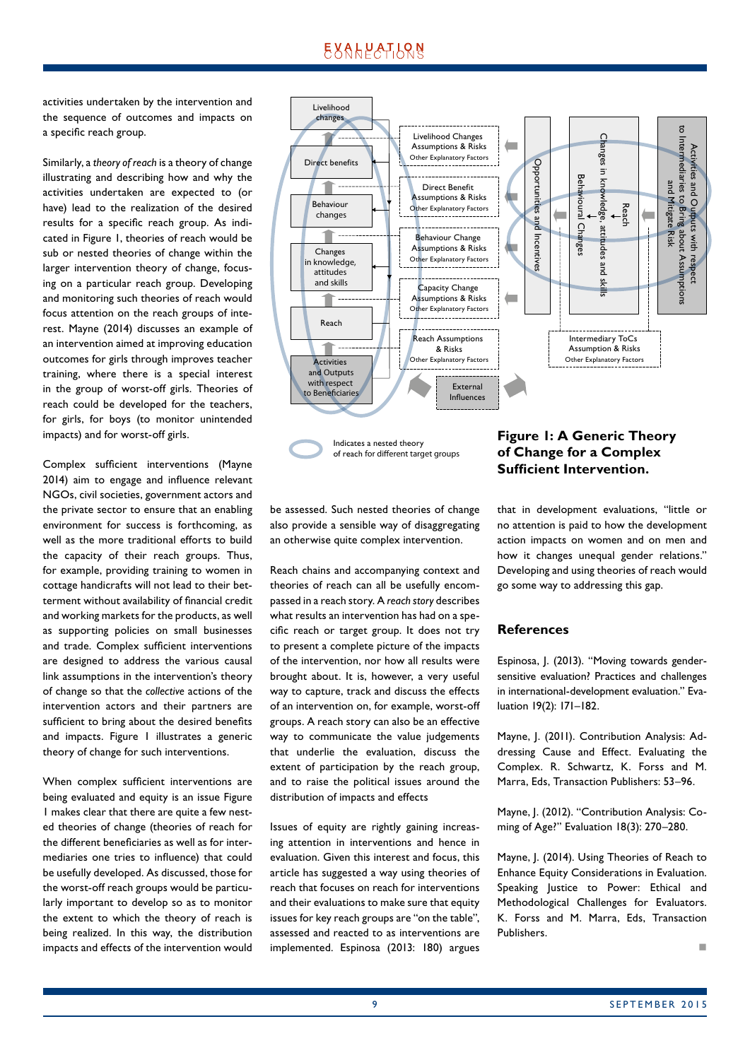activities undertaken by the intervention and the sequence of outcomes and impacts on a specific reach group.

Similarly, a *theory of reach* is a theory of change illustrating and describing how and why the activities undertaken are expected to (or have) lead to the realization of the desired results for a specific reach group. As indicated in Figure 1, theories of reach would be sub or nested theories of change within the larger intervention theory of change, focusing on a particular reach group. Developing and monitoring such theories of reach would focus attention on the reach groups of interest. Mayne (2014) discusses an example of an intervention aimed at improving education outcomes for girls through improves teacher training, where there is a special interest in the group of worst-off girls. Theories of reach could be developed for the teachers, for girls, for boys (to monitor unintended impacts) and for worst-off girls.

Complex sufficient interventions (Mayne 2014) aim to engage and influence relevant NGOs, civil societies, government actors and the private sector to ensure that an enabling environment for success is forthcoming, as well as the more traditional efforts to build the capacity of their reach groups. Thus, for example, providing training to women in cottage handicrafts will not lead to their betterment without availability of financial credit and working markets for the products, as well as supporting policies on small businesses and trade. Complex sufficient interventions are designed to address the various causal link assumptions in the intervention's theory of change so that the *collective* actions of the intervention actors and their partners are sufficient to bring about the desired benefits and impacts. Figure 1 illustrates a generic theory of change for such interventions.

When complex sufficient interventions are being evaluated and equity is an issue Figure 1 makes clear that there are quite a few nested theories of change (theories of reach for the different beneficiaries as well as for intermediaries one tries to influence) that could be usefully developed. As discussed, those for the worst-off reach groups would be particularly important to develop so as to monitor the extent to which the theory of reach is being realized. In this way, the distribution impacts and effects of the intervention would be assessed. Such nested theories of change also provide a sensible way of disaggregating an otherwise quite complex intervention.

Reach chains and accompanying context and theories of reach can all be usefully encompassed in a reach story. A *reach story* describes what results an intervention has had on a specific reach or target group. It does not try to present a complete picture of the impacts of the intervention, nor how all results were brought about. It is, however, a very useful way to capture, track and discuss the effects of an intervention on, for example, worst-off groups. A reach story can also be an effective way to communicate the value judgements that underlie the evaluation, discuss the extent of participation by the reach group, and to raise the political issues around the distribution of impacts and effects

Issues of equity are rightly gaining increasing attention in interventions and hence in evaluation. Given this interest and focus, this article has suggested a way using theories of reach that focuses on reach for interventions and their evaluations to make sure that equity issues for key reach groups are "on the table", assessed and reacted to as interventions are implemented. Espinosa (2013: 180) argues that in development evaluations, "little or no attention is paid to how the development action impacts on women and on men and how it changes unequal gender relations." Developing and using theories of reach would go some way to addressing this gap.

Livelihood changes | Direct benefits | Behaviour changes | Changes in knowledge, attitudes and skills | Reach | Activities and Outputs with respect to Beneficiaries

Livelihood Changes Assumptions & Risks, Other Explanatory Factors | Direct Benefit Assumptions & Risks, Other Explanatory Factors | Behaviour Change Assumptions & Risks, Other Explanatory Factors | Capacity Change Assumptions & Risks, Other Explanatory Factors | Reach Assumptions & Risks, Other Explanatory Factors | External Influences

Opportunities and Incentives | Changes in knowledge, attitudes and skills ← Reach; Behavioural Changes | Activities and Outputs with respect to Intermediaries to Bring about Assumptions and Mitigate Risk | Intermediary ToCs Assumption & Risks, Other Explanatory Factors

Indicates a nested theory of reach for different target groups

**Figure 1: A Generic Theory of Change for a Complex Sufficient Intervention.**

## References

Espinosa, J. (2013). "Moving towards gender-sensitive evaluation? Practices and challenges in international-development evaluation." Evaluation 19(2): 171–182.

Mayne, J. (2011). Contribution Analysis: Addressing Cause and Effect. Evaluating the Complex. R. Schwartz, K. Forss and M. Marra, Eds, Transaction Publishers: 53–96.

Mayne, J. (2012). "Contribution Analysis: Coming of Age?" Evaluation 18(3): 270–280.

Mayne, J. (2014). Using Theories of Reach to Enhance Equity Considerations in Evaluation. Speaking Justice to Power: Ethical and Methodological Challenges for Evaluators. K. Forss and M. Marra, Eds, Transaction Publishers.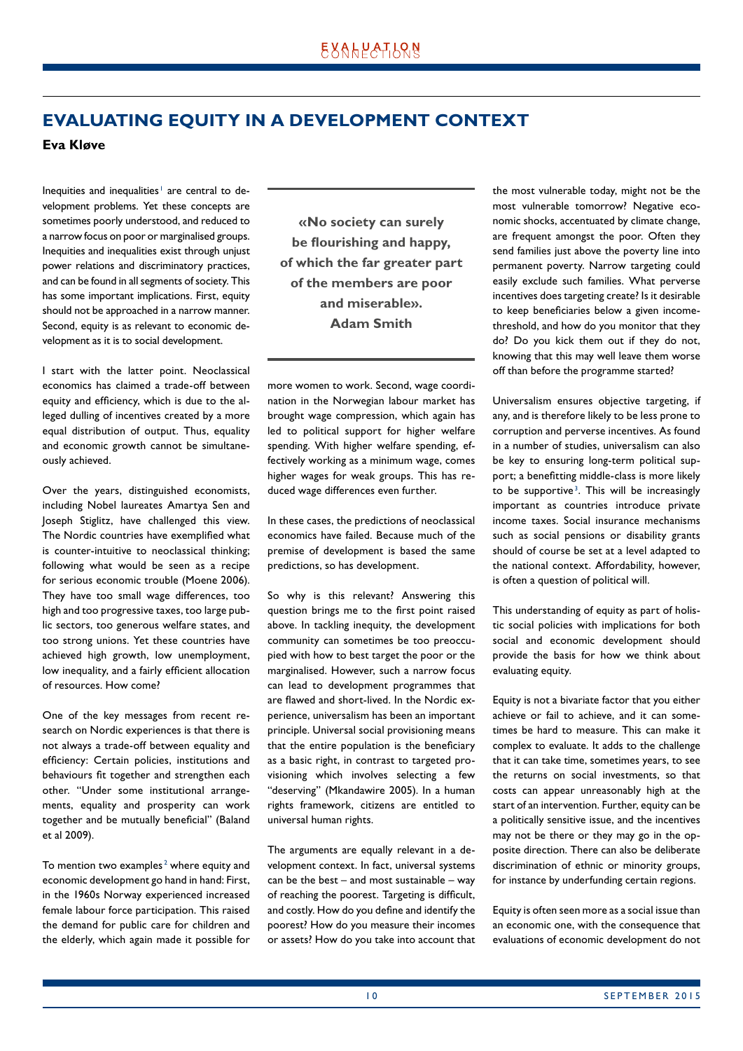# EVALUATING EQUITY IN A DEVELOPMENT CONTEXT

**Eva Kløve**

Inequities and inequalities[1] are central to development problems. Yet these concepts are sometimes poorly understood, and reduced to a narrow focus on poor or marginalised groups. Inequities and inequalities exist through unjust power relations and discriminatory practices, and can be found in all segments of society. This has some important implications. First, equity should not be approached in a narrow manner. Second, equity is as relevant to economic development as it is to social development.

I start with the latter point. Neoclassical economics has claimed a trade-off between equity and efficiency, which is due to the alleged dulling of incentives created by a more equal distribution of output. Thus, equality and economic growth cannot be simultaneously achieved.

Over the years, distinguished economists, including Nobel laureates Amartya Sen and Joseph Stiglitz, have challenged this view. The Nordic countries have exemplified what is counter-intuitive to neoclassical thinking; following what would be seen as a recipe for serious economic trouble (Moene 2006). They have too small wage differences, too high and too progressive taxes, too large public sectors, too generous welfare states, and too strong unions. Yet these countries have achieved high growth, low unemployment, low inequality, and a fairly efficient allocation of resources. How come?

One of the key messages from recent research on Nordic experiences is that there is not always a trade-off between equality and efficiency: Certain policies, institutions and behaviours fit together and strengthen each other. "Under some institutional arrangements, equality and prosperity can work together and be mutually beneficial" (Baland et al 2009).

To mention two examples[2] where equity and economic development go hand in hand: First, in the 1960s Norway experienced increased female labour force participation. This raised the demand for public care for children and the elderly, which again made it possible for more women to work. Second, wage coordination in the Norwegian labour market has brought wage compression, which again has led to political support for higher welfare spending. With higher welfare spending, effectively working as a minimum wage, comes higher wages for weak groups. This has reduced wage differences even further.

> **«No society can surely be flourishing and happy, of which the far greater part of the members are poor and miserable». Adam Smith**

In these cases, the predictions of neoclassical economics have failed. Because much of the premise of development is based the same predictions, so has development.

So why is this relevant? Answering this question brings me to the first point raised above. In tackling inequity, the development community can sometimes be too preoccupied with how to best target the poor or the marginalised. However, such a narrow focus can lead to development programmes that are flawed and short-lived. In the Nordic experience, universalism has been an important principle. Universal social provisioning means that the entire population is the beneficiary as a basic right, in contrast to targeted provisioning which involves selecting a few "deserving" (Mkandawire 2005). In a human rights framework, citizens are entitled to universal human rights.

The arguments are equally relevant in a development context. In fact, universal systems can be the best – and most sustainable – way of reaching the poorest. Targeting is difficult, and costly. How do you define and identify the poorest? How do you measure their incomes or assets? How do you take into account that the most vulnerable today, might not be the most vulnerable tomorrow? Negative economic shocks, accentuated by climate change, are frequent amongst the poor. Often they send families just above the poverty line into permanent poverty. Narrow targeting could easily exclude such families. What perverse incentives does targeting create? Is it desirable to keep beneficiaries below a given income-threshold, and how do you monitor that they do? Do you kick them out if they do not, knowing that this may well leave them worse off than before the programme started?

Universalism ensures objective targeting, if any, and is therefore likely to be less prone to corruption and perverse incentives. As found in a number of studies, universalism can also be key to ensuring long-term political support; a benefitting middle-class is more likely to be supportive[3]. This will be increasingly important as countries introduce private income taxes. Social insurance mechanisms such as social pensions or disability grants should of course be set at a level adapted to the national context. Affordability, however, is often a question of political will.

This understanding of equity as part of holistic social policies with implications for both social and economic development should provide the basis for how we think about evaluating equity.

Equity is not a bivariate factor that you either achieve or fail to achieve, and it can sometimes be hard to measure. This can make it complex to evaluate. It adds to the challenge that it can take time, sometimes years, to see the returns on social investments, so that costs can appear unreasonably high at the start of an intervention. Further, equity can be a politically sensitive issue, and the incentives may not be there or they may go in the opposite direction. There can also be deliberate discrimination of ethnic or minority groups, for instance by underfunding certain regions.

Equity is often seen more as a social issue than an economic one, with the consequence that evaluations of economic development do not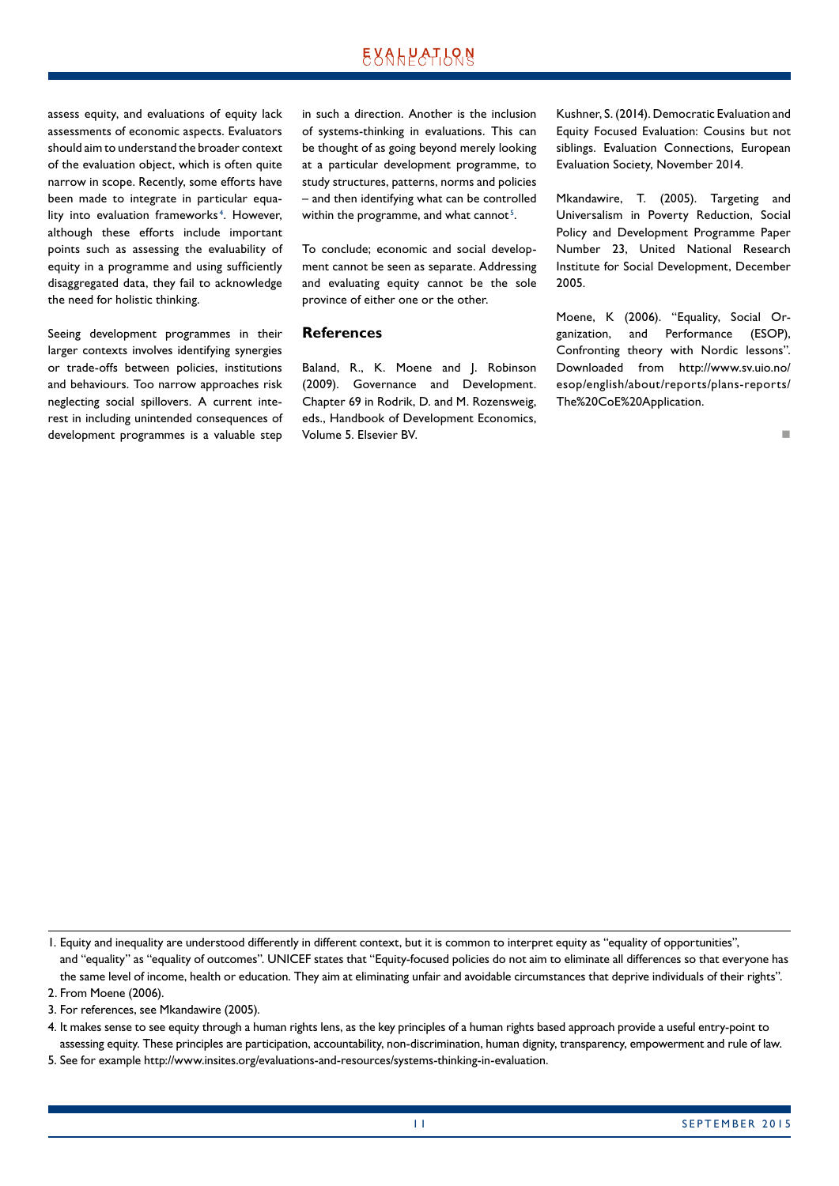assess equity, and evaluations of equity lack assessments of economic aspects. Evaluators should aim to understand the broader context of the evaluation object, which is often quite narrow in scope. Recently, some efforts have been made to integrate in particular equality into evaluation frameworks[4]. However, although these efforts include important points such as assessing the evaluability of equity in a programme and using sufficiently disaggregated data, they fail to acknowledge the need for holistic thinking.

Seeing development programmes in their larger contexts involves identifying synergies or trade-offs between policies, institutions and behaviours. Too narrow approaches risk neglecting social spillovers. A current interest in including unintended consequences of development programmes is a valuable step in such a direction. Another is the inclusion of systems-thinking in evaluations. This can be thought of as going beyond merely looking at a particular development programme, to study structures, patterns, norms and policies – and then identifying what can be controlled within the programme, and what cannot[5].

To conclude; economic and social development cannot be seen as separate. Addressing and evaluating equity cannot be the sole province of either one or the other.

## References

Baland, R., K. Moene and J. Robinson (2009). Governance and Development. Chapter 69 in Rodrik, D. and M. Rozensweig, eds., Handbook of Development Economics, Volume 5. Elsevier BV.

Kushner, S. (2014). Democratic Evaluation and Equity Focused Evaluation: Cousins but not siblings. Evaluation Connections, European Evaluation Society, November 2014.

Mkandawire, T. (2005). Targeting and Universalism in Poverty Reduction, Social Policy and Development Programme Paper Number 23, United National Research Institute for Social Development, December 2005.

Moene, K (2006). "Equality, Social Organization, and Performance (ESOP), Confronting theory with Nordic lessons". Downloaded from http://www.sv.uio.no/esop/english/about/reports/plans-reports/The%20CoE%20Application.

---

1. Equity and inequality are understood differently in different context, but it is common to interpret equity as "equality of opportunities", and "equality" as "equality of outcomes". UNICEF states that "Equity-focused policies do not aim to eliminate all differences so that everyone has the same level of income, health or education. They aim at eliminating unfair and avoidable circumstances that deprive individuals of their rights".
2. From Moene (2006).
3. For references, see Mkandawire (2005).
4. It makes sense to see equity through a human rights lens, as the key principles of a human rights based approach provide a useful entry-point to assessing equity. These principles are participation, accountability, non-discrimination, human dignity, transparency, empowerment and rule of law.
5. See for example http://www.insites.org/evaluations-and-resources/systems-thinking-in-evaluation.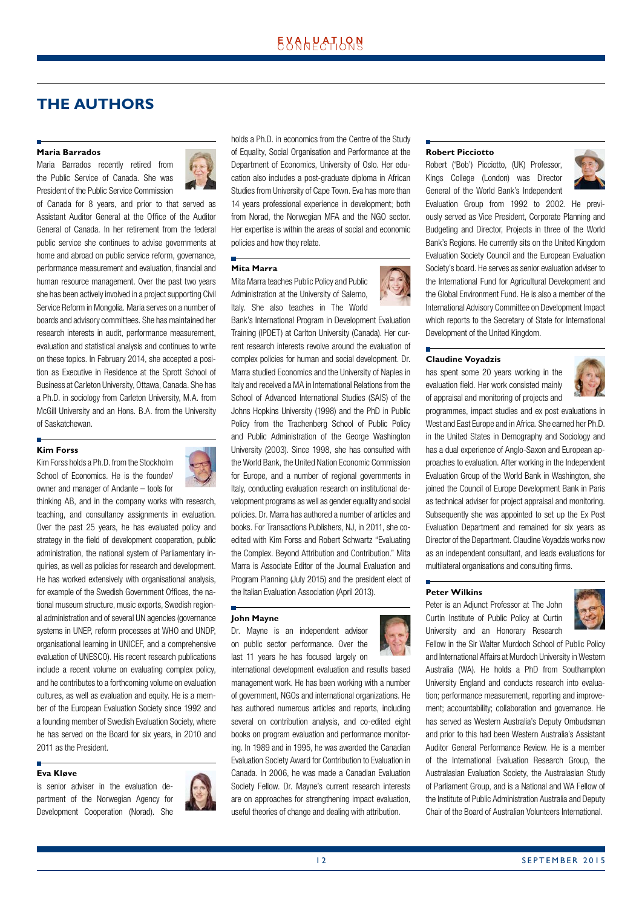# THE AUTHORS

### Maria Barrados

Maria Barrados recently retired from the Public Service of Canada. She was President of the Public Service Commission of Canada for 8 years, and prior to that served as Assistant Auditor General at the Office of the Auditor General of Canada. In her retirement from the federal public service she continues to advise governments at home and abroad on public service reform, governance, performance measurement and evaluation, financial and human resource management. Over the past two years she has been actively involved in a project supporting Civil Service Reform in Mongolia. Maria serves on a number of boards and advisory committees. She has maintained her research interests in audit, performance measurement, evaluation and statistical analysis and continues to write on these topics. In February 2014, she accepted a position as Executive in Residence at the Sprott School of Business at Carleton University, Ottawa, Canada. She has a Ph.D. in sociology from Carleton University, M.A. from McGill University and an Hons. B.A. from the University of Saskatchewan.

### Kim Forss

Kim Forss holds a Ph.D. from the Stockholm School of Economics. He is the founder/owner and manager of Andante – tools for thinking AB, and in the company works with research, teaching, and consultancy assignments in evaluation. Over the past 25 years, he has evaluated policy and strategy in the field of development cooperation, public administration, the national system of Parliamentary inquiries, as well as policies for research and development. He has worked extensively with organisational analysis, for example of the Swedish Government Offices, the national museum structure, music exports, Swedish regional administration and of several UN agencies (governance systems in UNEP, reform processes at WHO and UNDP, organisational learning in UNICEF, and a comprehensive evaluation of UNESCO). His recent research publications include a recent volume on evaluating complex policy, and he contributes to a forthcoming volume on evaluation cultures, as well as evaluation and equity. He is a member of the European Evaluation Society since 1992 and a founding member of Swedish Evaluation Society, where he has served on the Board for six years, in 2010 and 2011 as the President.

### Eva Kløve

is senior adviser in the evaluation department of the Norwegian Agency for Development Cooperation (Norad). She holds a Ph.D. in economics from the Centre of the Study of Equality, Social Organisation and Performance at the Department of Economics, University of Oslo. Her education also includes a post-graduate diploma in African Studies from University of Cape Town. Eva has more than 14 years professional experience in development; both from Norad, the Norwegian MFA and the NGO sector. Her expertise is within the areas of social and economic policies and how they relate.

### Mita Marra

Mita Marra teaches Public Policy and Public Administration at the University of Salerno, Italy. She also teaches in The World Bank's International Program in Development Evaluation Training (IPDET) at Carlton University (Canada). Her current research interests revolve around the evaluation of complex policies for human and social development. Dr. Marra studied Economics and the University of Naples in Italy and received a MA in International Relations from the School of Advanced International Studies (SAIS) of the Johns Hopkins University (1998) and the PhD in Public Policy from the Trachenberg School of Public Policy and Public Administration of the George Washington University (2003). Since 1998, she has consulted with the World Bank, the United Nation Economic Commission for Europe, and a number of regional governments in Italy, conducting evaluation research on institutional development programs as well as gender equality and social policies. Dr. Marra has authored a number of articles and books. For Transactions Publishers, NJ, in 2011, she co-edited with Kim Forss and Robert Schwartz "Evaluating the Complex. Beyond Attribution and Contribution." Mita Marra is Associate Editor of the Journal Evaluation and Program Planning (July 2015) and the president elect of the Italian Evaluation Association (April 2013).

### John Mayne

Dr. Mayne is an independent advisor on public sector performance. Over the last 11 years he has focused largely on international development evaluation and results based management work. He has been working with a number of government, NGOs and international organizations. He has authored numerous articles and reports, including several on contribution analysis, and co-edited eight books on program evaluation and performance monitoring. In 1989 and in 1995, he was awarded the Canadian Evaluation Society Award for Contribution to Evaluation in Canada. In 2006, he was made a Canadian Evaluation Society Fellow. Dr. Mayne's current research interests are on approaches for strengthening impact evaluation, useful theories of change and dealing with attribution.

### Robert Picciotto

Robert ('Bob') Picciotto, (UK) Professor, Kings College (London) was Director General of the World Bank's Independent Evaluation Group from 1992 to 2002. He previously served as Vice President, Corporate Planning and Budgeting and Director, Projects in three of the World Bank's Regions. He currently sits on the United Kingdom Evaluation Society Council and the European Evaluation Society's board. He serves as senior evaluation adviser to the International Fund for Agricultural Development and the Global Environment Fund. He is also a member of the International Advisory Committee on Development Impact which reports to the Secretary of State for International Development of the United Kingdom.

### Claudine Voyadzis

has spent some 20 years working in the evaluation field. Her work consisted mainly of appraisal and monitoring of projects and programmes, impact studies and ex post evaluations in West and East Europe and in Africa. She earned her Ph.D. in the United States in Demography and Sociology and has a dual experience of Anglo-Saxon and European approaches to evaluation. After working in the Independent Evaluation Group of the World Bank in Washington, she joined the Council of Europe Development Bank in Paris as technical adviser for project appraisal and monitoring. Subsequently she was appointed to set up the Ex Post Evaluation Department and remained for six years as Director of the Department. Claudine Voyadzis works now as an independent consultant, and leads evaluations for multilateral organisations and consulting firms.

### Peter Wilkins

Peter is an Adjunct Professor at The John Curtin Institute of Public Policy at Curtin University and an Honorary Research Fellow in the Sir Walter Murdoch School of Public Policy and International Affairs at Murdoch University in Western Australia (WA). He holds a PhD from Southampton University England and conducts research into evaluation; performance measurement, reporting and improvement; accountability; collaboration and governance. He has served as Western Australia's Deputy Ombudsman and prior to this had been Western Australia's Assistant Auditor General Performance Review. He is a member of the International Evaluation Research Group, the Australasian Evaluation Society, the Australasian Study of Parliament Group, and is a National and WA Fellow of the Institute of Public Administration Australia and Deputy Chair of the Board of Australian Volunteers International.